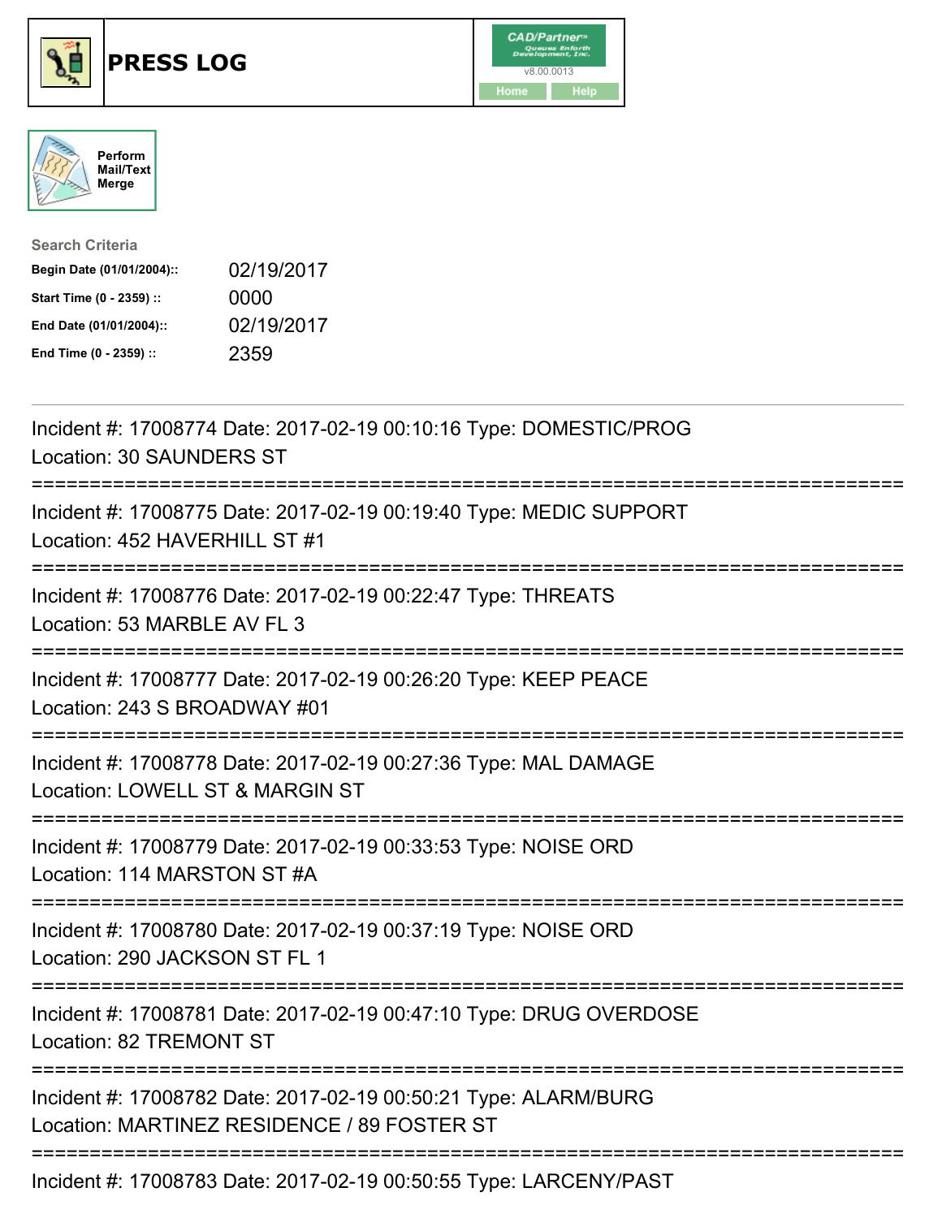# PRESS LOG

Perform Mail/Text Merge

**Search Criteria**

| | |
|---|---|
| **Begin Date (01/01/2004)::** | 02/19/2017 |
| **Start Time (0 - 2359) ::** | 0000 |
| **End Date (01/01/2004)::** | 02/19/2017 |
| **End Time (0 - 2359) ::** | 2359 |

---

Incident #: 17008774 Date: 2017-02-19 00:10:16 Type: DOMESTIC/PROG
Location: 30 SAUNDERS ST

===========================================================================

Incident #: 17008775 Date: 2017-02-19 00:19:40 Type: MEDIC SUPPORT
Location: 452 HAVERHILL ST #1

===========================================================================

Incident #: 17008776 Date: 2017-02-19 00:22:47 Type: THREATS
Location: 53 MARBLE AV FL 3

===========================================================================

Incident #: 17008777 Date: 2017-02-19 00:26:20 Type: KEEP PEACE
Location: 243 S BROADWAY #01

===========================================================================

Incident #: 17008778 Date: 2017-02-19 00:27:36 Type: MAL DAMAGE
Location: LOWELL ST & MARGIN ST

===========================================================================

Incident #: 17008779 Date: 2017-02-19 00:33:53 Type: NOISE ORD
Location: 114 MARSTON ST #A

===========================================================================

Incident #: 17008780 Date: 2017-02-19 00:37:19 Type: NOISE ORD
Location: 290 JACKSON ST FL 1

===========================================================================

Incident #: 17008781 Date: 2017-02-19 00:47:10 Type: DRUG OVERDOSE
Location: 82 TREMONT ST

===========================================================================

Incident #: 17008782 Date: 2017-02-19 00:50:21 Type: ALARM/BURG
Location: MARTINEZ RESIDENCE / 89 FOSTER ST

===========================================================================

Incident #: 17008783 Date: 2017-02-19 00:50:55 Type: LARCENY/PAST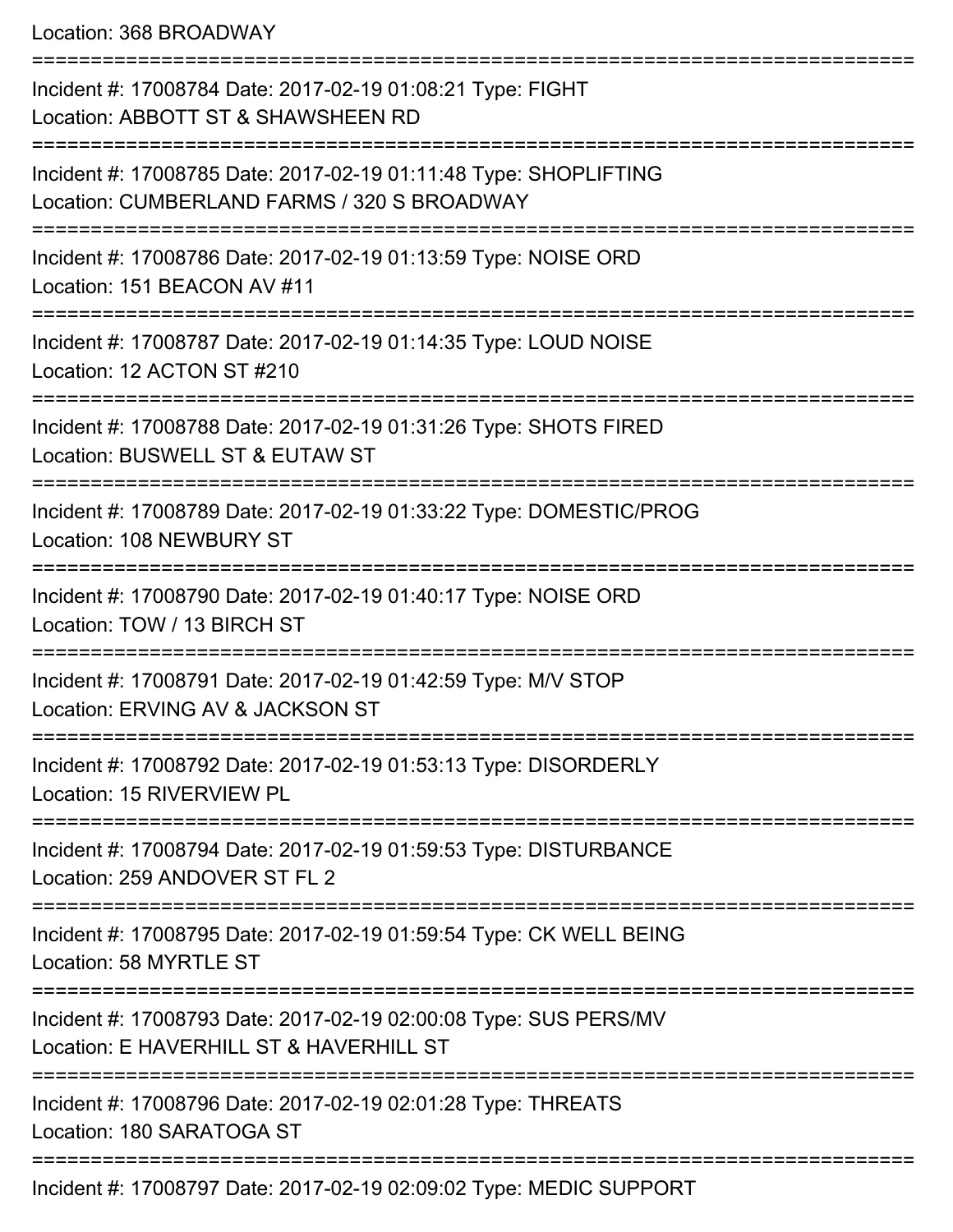Location: 368 BROADWAY

===========================================================================

Incident #: 17008784 Date: 2017-02-19 01:08:21 Type: FIGHT
Location: ABBOTT ST & SHAWSHEEN RD

===========================================================================

Incident #: 17008785 Date: 2017-02-19 01:11:48 Type: SHOPLIFTING
Location: CUMBERLAND FARMS / 320 S BROADWAY

===========================================================================

Incident #: 17008786 Date: 2017-02-19 01:13:59 Type: NOISE ORD
Location: 151 BEACON AV #11

===========================================================================

Incident #: 17008787 Date: 2017-02-19 01:14:35 Type: LOUD NOISE
Location: 12 ACTON ST #210

===========================================================================

Incident #: 17008788 Date: 2017-02-19 01:31:26 Type: SHOTS FIRED
Location: BUSWELL ST & EUTAW ST

===========================================================================

Incident #: 17008789 Date: 2017-02-19 01:33:22 Type: DOMESTIC/PROG
Location: 108 NEWBURY ST

===========================================================================

Incident #: 17008790 Date: 2017-02-19 01:40:17 Type: NOISE ORD
Location: TOW / 13 BIRCH ST

===========================================================================

Incident #: 17008791 Date: 2017-02-19 01:42:59 Type: M/V STOP
Location: ERVING AV & JACKSON ST

===========================================================================

Incident #: 17008792 Date: 2017-02-19 01:53:13 Type: DISORDERLY
Location: 15 RIVERVIEW PL

===========================================================================

Incident #: 17008794 Date: 2017-02-19 01:59:53 Type: DISTURBANCE
Location: 259 ANDOVER ST FL 2

===========================================================================

Incident #: 17008795 Date: 2017-02-19 01:59:54 Type: CK WELL BEING
Location: 58 MYRTLE ST

===========================================================================

Incident #: 17008793 Date: 2017-02-19 02:00:08 Type: SUS PERS/MV
Location: E HAVERHILL ST & HAVERHILL ST

===========================================================================

Incident #: 17008796 Date: 2017-02-19 02:01:28 Type: THREATS
Location: 180 SARATOGA ST

===========================================================================

Incident #: 17008797 Date: 2017-02-19 02:09:02 Type: MEDIC SUPPORT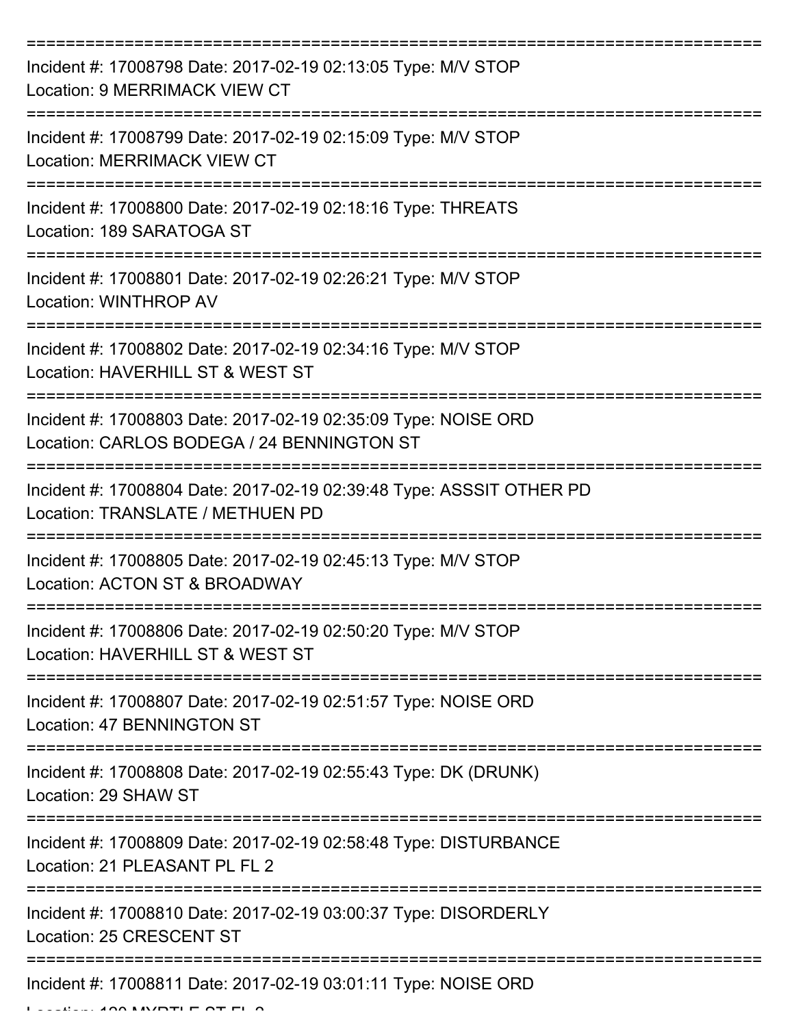===========================================================================

Incident #: 17008798 Date: 2017-02-19 02:13:05 Type: M/V STOP
Location: 9 MERRIMACK VIEW CT

===========================================================================

Incident #: 17008799 Date: 2017-02-19 02:15:09 Type: M/V STOP
Location: MERRIMACK VIEW CT

===========================================================================

Incident #: 17008800 Date: 2017-02-19 02:18:16 Type: THREATS
Location: 189 SARATOGA ST

===========================================================================

Incident #: 17008801 Date: 2017-02-19 02:26:21 Type: M/V STOP
Location: WINTHROP AV

===========================================================================

Incident #: 17008802 Date: 2017-02-19 02:34:16 Type: M/V STOP
Location: HAVERHILL ST & WEST ST

===========================================================================

Incident #: 17008803 Date: 2017-02-19 02:35:09 Type: NOISE ORD
Location: CARLOS BODEGA / 24 BENNINGTON ST

===========================================================================

Incident #: 17008804 Date: 2017-02-19 02:39:48 Type: ASSSIT OTHER PD
Location: TRANSLATE / METHUEN PD

===========================================================================

Incident #: 17008805 Date: 2017-02-19 02:45:13 Type: M/V STOP
Location: ACTON ST & BROADWAY

===========================================================================

Incident #: 17008806 Date: 2017-02-19 02:50:20 Type: M/V STOP
Location: HAVERHILL ST & WEST ST

===========================================================================

Incident #: 17008807 Date: 2017-02-19 02:51:57 Type: NOISE ORD
Location: 47 BENNINGTON ST

===========================================================================

Incident #: 17008808 Date: 2017-02-19 02:55:43 Type: DK (DRUNK)
Location: 29 SHAW ST

===========================================================================

Incident #: 17008809 Date: 2017-02-19 02:58:48 Type: DISTURBANCE
Location: 21 PLEASANT PL FL 2

===========================================================================

Incident #: 17008810 Date: 2017-02-19 03:00:37 Type: DISORDERLY
Location: 25 CRESCENT ST

===========================================================================

Incident #: 17008811 Date: 2017-02-19 03:01:11 Type: NOISE ORD
Location: 120 MYRTLE ST FL 2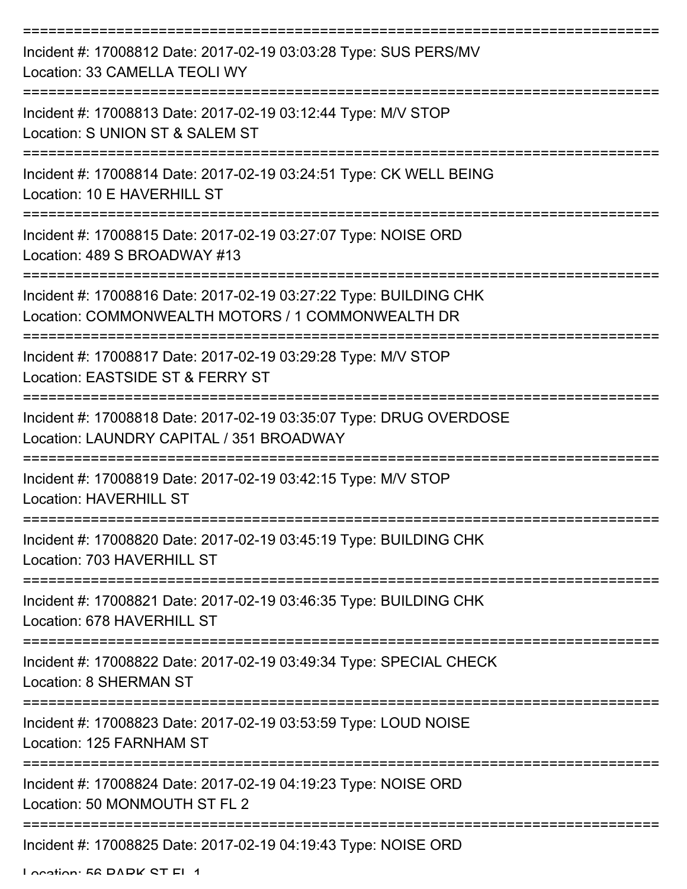===========================================================================

Incident #: 17008812 Date: 2017-02-19 03:03:28 Type: SUS PERS/MV

Location: 33 CAMELLA TEOLI WY

===========================================================================

Incident #: 17008813 Date: 2017-02-19 03:12:44 Type: M/V STOP

Location: S UNION ST & SALEM ST

===========================================================================

Incident #: 17008814 Date: 2017-02-19 03:24:51 Type: CK WELL BEING

Location: 10 E HAVERHILL ST

===========================================================================

Incident #: 17008815 Date: 2017-02-19 03:27:07 Type: NOISE ORD

Location: 489 S BROADWAY #13

===========================================================================

Incident #: 17008816 Date: 2017-02-19 03:27:22 Type: BUILDING CHK

Location: COMMONWEALTH MOTORS / 1 COMMONWEALTH DR

===========================================================================

Incident #: 17008817 Date: 2017-02-19 03:29:28 Type: M/V STOP

Location: EASTSIDE ST & FERRY ST

===========================================================================

Incident #: 17008818 Date: 2017-02-19 03:35:07 Type: DRUG OVERDOSE

Location: LAUNDRY CAPITAL / 351 BROADWAY

===========================================================================

Incident #: 17008819 Date: 2017-02-19 03:42:15 Type: M/V STOP

Location: HAVERHILL ST

===========================================================================

Incident #: 17008820 Date: 2017-02-19 03:45:19 Type: BUILDING CHK

Location: 703 HAVERHILL ST

===========================================================================

Incident #: 17008821 Date: 2017-02-19 03:46:35 Type: BUILDING CHK

Location: 678 HAVERHILL ST

===========================================================================

Incident #: 17008822 Date: 2017-02-19 03:49:34 Type: SPECIAL CHECK

Location: 8 SHERMAN ST

===========================================================================

Incident #: 17008823 Date: 2017-02-19 03:53:59 Type: LOUD NOISE

Location: 125 FARNHAM ST

===========================================================================

Incident #: 17008824 Date: 2017-02-19 04:19:23 Type: NOISE ORD

Location: 50 MONMOUTH ST FL 2

===========================================================================

Incident #: 17008825 Date: 2017-02-19 04:19:43 Type: NOISE ORD

Location: 56 PARK ST FL 1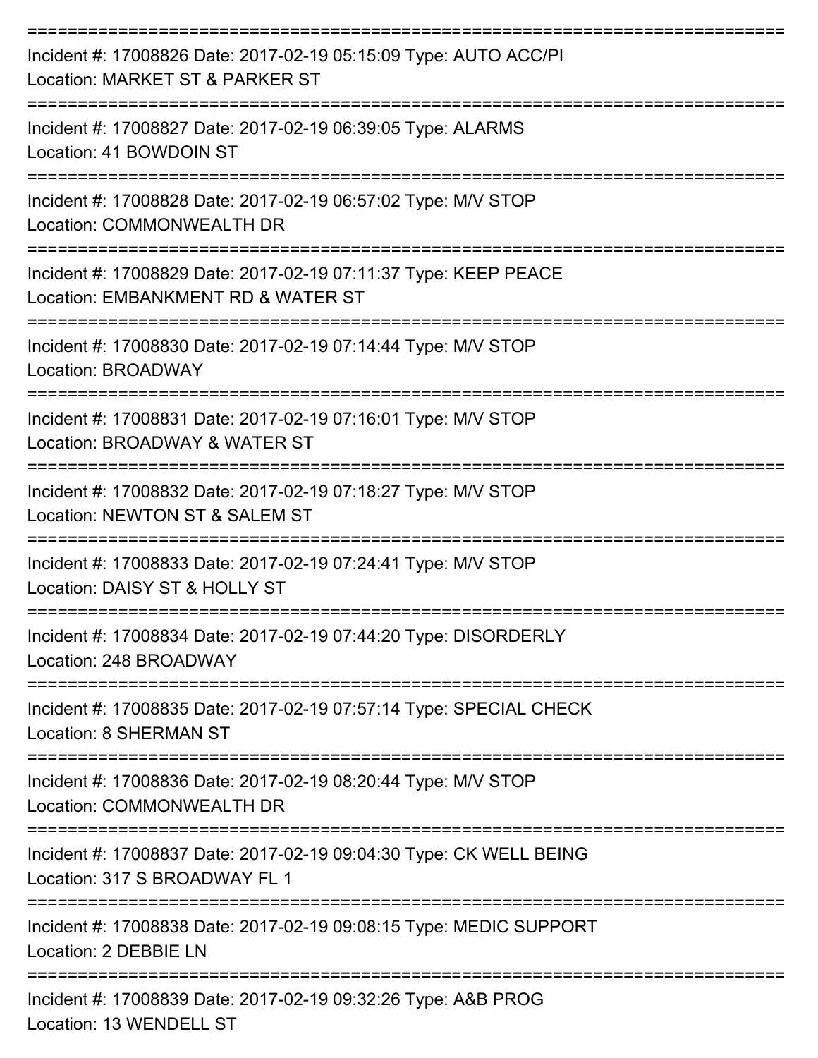===========================================================================

Incident #: 17008826 Date: 2017-02-19 05:15:09 Type: AUTO ACC/PI
Location: MARKET ST & PARKER ST

===========================================================================

Incident #: 17008827 Date: 2017-02-19 06:39:05 Type: ALARMS
Location: 41 BOWDOIN ST

===========================================================================

Incident #: 17008828 Date: 2017-02-19 06:57:02 Type: M/V STOP
Location: COMMONWEALTH DR

===========================================================================

Incident #: 17008829 Date: 2017-02-19 07:11:37 Type: KEEP PEACE
Location: EMBANKMENT RD & WATER ST

===========================================================================

Incident #: 17008830 Date: 2017-02-19 07:14:44 Type: M/V STOP
Location: BROADWAY

===========================================================================

Incident #: 17008831 Date: 2017-02-19 07:16:01 Type: M/V STOP
Location: BROADWAY & WATER ST

===========================================================================

Incident #: 17008832 Date: 2017-02-19 07:18:27 Type: M/V STOP
Location: NEWTON ST & SALEM ST

===========================================================================

Incident #: 17008833 Date: 2017-02-19 07:24:41 Type: M/V STOP
Location: DAISY ST & HOLLY ST

===========================================================================

Incident #: 17008834 Date: 2017-02-19 07:44:20 Type: DISORDERLY
Location: 248 BROADWAY

===========================================================================

Incident #: 17008835 Date: 2017-02-19 07:57:14 Type: SPECIAL CHECK
Location: 8 SHERMAN ST

===========================================================================

Incident #: 17008836 Date: 2017-02-19 08:20:44 Type: M/V STOP
Location: COMMONWEALTH DR

===========================================================================

Incident #: 17008837 Date: 2017-02-19 09:04:30 Type: CK WELL BEING
Location: 317 S BROADWAY FL 1

===========================================================================

Incident #: 17008838 Date: 2017-02-19 09:08:15 Type: MEDIC SUPPORT
Location: 2 DEBBIE LN

===========================================================================

Incident #: 17008839 Date: 2017-02-19 09:32:26 Type: A&B PROG
Location: 13 WENDELL ST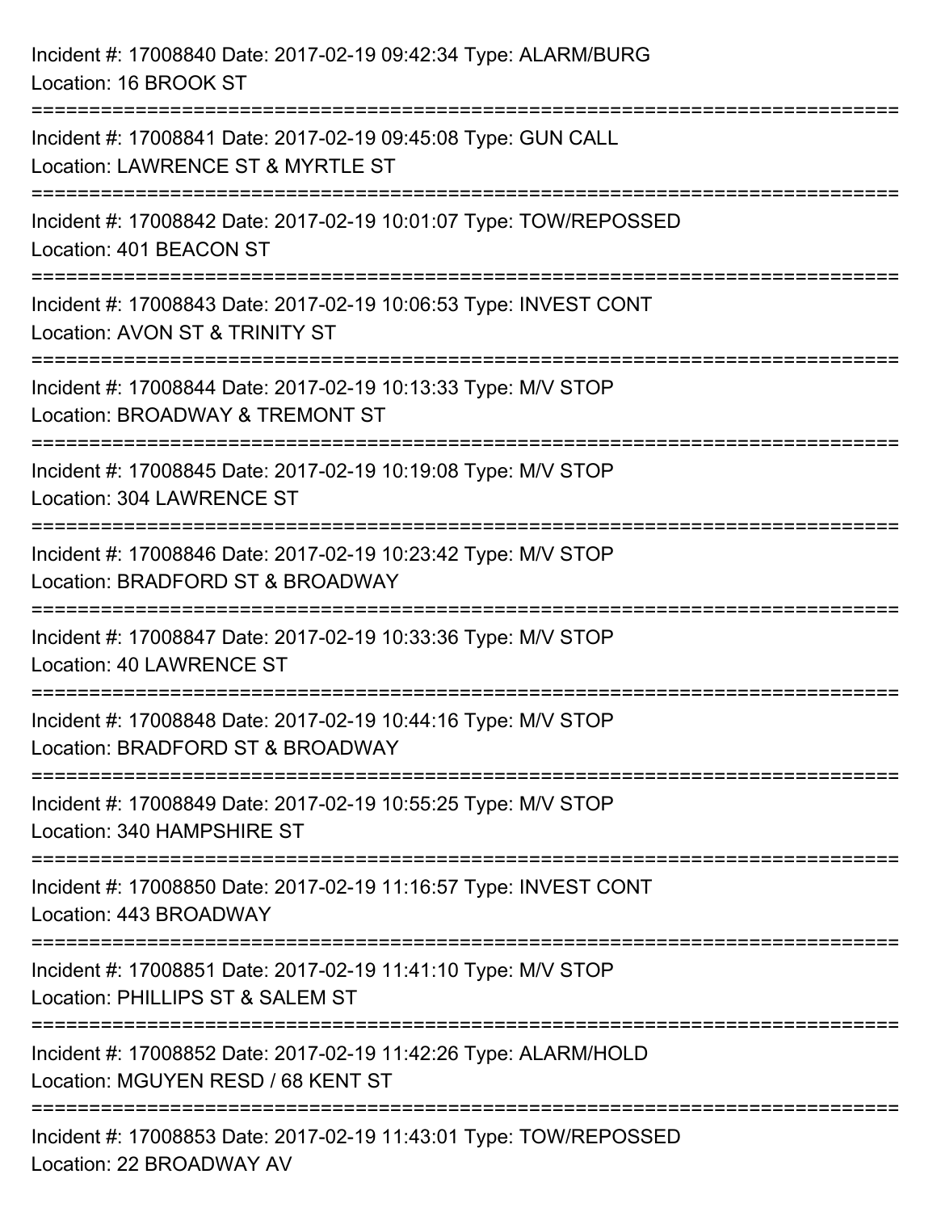Incident #: 17008840 Date: 2017-02-19 09:42:34 Type: ALARM/BURG
Location: 16 BROOK ST

===========================================================================

Incident #: 17008841 Date: 2017-02-19 09:45:08 Type: GUN CALL
Location: LAWRENCE ST & MYRTLE ST

===========================================================================

Incident #: 17008842 Date: 2017-02-19 10:01:07 Type: TOW/REPOSSED
Location: 401 BEACON ST

===========================================================================

Incident #: 17008843 Date: 2017-02-19 10:06:53 Type: INVEST CONT
Location: AVON ST & TRINITY ST

===========================================================================

Incident #: 17008844 Date: 2017-02-19 10:13:33 Type: M/V STOP
Location: BROADWAY & TREMONT ST

===========================================================================

Incident #: 17008845 Date: 2017-02-19 10:19:08 Type: M/V STOP
Location: 304 LAWRENCE ST

===========================================================================

Incident #: 17008846 Date: 2017-02-19 10:23:42 Type: M/V STOP
Location: BRADFORD ST & BROADWAY

===========================================================================

Incident #: 17008847 Date: 2017-02-19 10:33:36 Type: M/V STOP
Location: 40 LAWRENCE ST

===========================================================================

Incident #: 17008848 Date: 2017-02-19 10:44:16 Type: M/V STOP
Location: BRADFORD ST & BROADWAY

===========================================================================

Incident #: 17008849 Date: 2017-02-19 10:55:25 Type: M/V STOP
Location: 340 HAMPSHIRE ST

===========================================================================

Incident #: 17008850 Date: 2017-02-19 11:16:57 Type: INVEST CONT
Location: 443 BROADWAY

===========================================================================

Incident #: 17008851 Date: 2017-02-19 11:41:10 Type: M/V STOP
Location: PHILLIPS ST & SALEM ST

===========================================================================

Incident #: 17008852 Date: 2017-02-19 11:42:26 Type: ALARM/HOLD
Location: MGUYEN RESD / 68 KENT ST

===========================================================================

Incident #: 17008853 Date: 2017-02-19 11:43:01 Type: TOW/REPOSSED
Location: 22 BROADWAY AV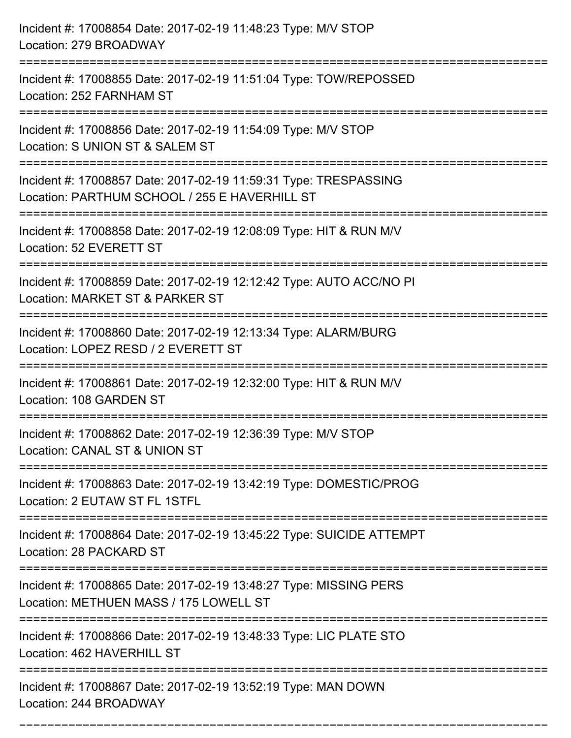Incident #: 17008854 Date: 2017-02-19 11:48:23 Type: M/V STOP
Location: 279 BROADWAY

===========================================================================

Incident #: 17008855 Date: 2017-02-19 11:51:04 Type: TOW/REPOSSED
Location: 252 FARNHAM ST

===========================================================================

Incident #: 17008856 Date: 2017-02-19 11:54:09 Type: M/V STOP
Location: S UNION ST & SALEM ST

===========================================================================

Incident #: 17008857 Date: 2017-02-19 11:59:31 Type: TRESPASSING
Location: PARTHUM SCHOOL / 255 E HAVERHILL ST

===========================================================================

Incident #: 17008858 Date: 2017-02-19 12:08:09 Type: HIT & RUN M/V
Location: 52 EVERETT ST

===========================================================================

Incident #: 17008859 Date: 2017-02-19 12:12:42 Type: AUTO ACC/NO PI
Location: MARKET ST & PARKER ST

===========================================================================

Incident #: 17008860 Date: 2017-02-19 12:13:34 Type: ALARM/BURG
Location: LOPEZ RESD / 2 EVERETT ST

===========================================================================

Incident #: 17008861 Date: 2017-02-19 12:32:00 Type: HIT & RUN M/V
Location: 108 GARDEN ST

===========================================================================

Incident #: 17008862 Date: 2017-02-19 12:36:39 Type: M/V STOP
Location: CANAL ST & UNION ST

===========================================================================

Incident #: 17008863 Date: 2017-02-19 13:42:19 Type: DOMESTIC/PROG
Location: 2 EUTAW ST FL 1STFL

===========================================================================

Incident #: 17008864 Date: 2017-02-19 13:45:22 Type: SUICIDE ATTEMPT
Location: 28 PACKARD ST

===========================================================================

Incident #: 17008865 Date: 2017-02-19 13:48:27 Type: MISSING PERS
Location: METHUEN MASS / 175 LOWELL ST

===========================================================================

Incident #: 17008866 Date: 2017-02-19 13:48:33 Type: LIC PLATE STO
Location: 462 HAVERHILL ST

===========================================================================

Incident #: 17008867 Date: 2017-02-19 13:52:19 Type: MAN DOWN
Location: 244 BROADWAY

===========================================================================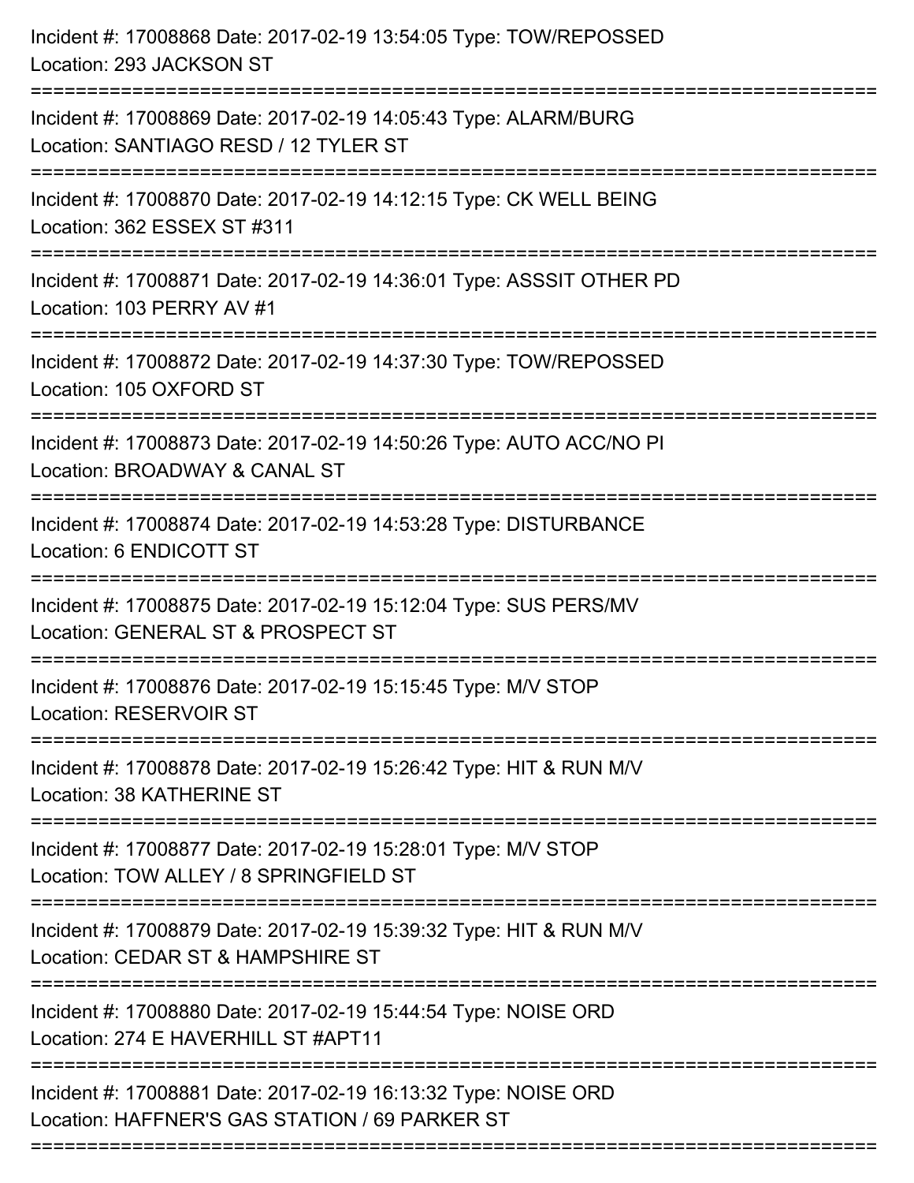Incident #: 17008868 Date: 2017-02-19 13:54:05 Type: TOW/REPOSSED
Location: 293 JACKSON ST

===========================================================================

Incident #: 17008869 Date: 2017-02-19 14:05:43 Type: ALARM/BURG
Location: SANTIAGO RESD / 12 TYLER ST

===========================================================================

Incident #: 17008870 Date: 2017-02-19 14:12:15 Type: CK WELL BEING
Location: 362 ESSEX ST #311

===========================================================================

Incident #: 17008871 Date: 2017-02-19 14:36:01 Type: ASSSIT OTHER PD
Location: 103 PERRY AV #1

===========================================================================

Incident #: 17008872 Date: 2017-02-19 14:37:30 Type: TOW/REPOSSED
Location: 105 OXFORD ST

===========================================================================

Incident #: 17008873 Date: 2017-02-19 14:50:26 Type: AUTO ACC/NO PI
Location: BROADWAY & CANAL ST

===========================================================================

Incident #: 17008874 Date: 2017-02-19 14:53:28 Type: DISTURBANCE
Location: 6 ENDICOTT ST

===========================================================================

Incident #: 17008875 Date: 2017-02-19 15:12:04 Type: SUS PERS/MV
Location: GENERAL ST & PROSPECT ST

===========================================================================

Incident #: 17008876 Date: 2017-02-19 15:15:45 Type: M/V STOP
Location: RESERVOIR ST

===========================================================================

Incident #: 17008878 Date: 2017-02-19 15:26:42 Type: HIT & RUN M/V
Location: 38 KATHERINE ST

===========================================================================

Incident #: 17008877 Date: 2017-02-19 15:28:01 Type: M/V STOP
Location: TOW ALLEY / 8 SPRINGFIELD ST

===========================================================================

Incident #: 17008879 Date: 2017-02-19 15:39:32 Type: HIT & RUN M/V
Location: CEDAR ST & HAMPSHIRE ST

===========================================================================

Incident #: 17008880 Date: 2017-02-19 15:44:54 Type: NOISE ORD
Location: 274 E HAVERHILL ST #APT11

===========================================================================

Incident #: 17008881 Date: 2017-02-19 16:13:32 Type: NOISE ORD
Location: HAFFNER'S GAS STATION / 69 PARKER ST

===========================================================================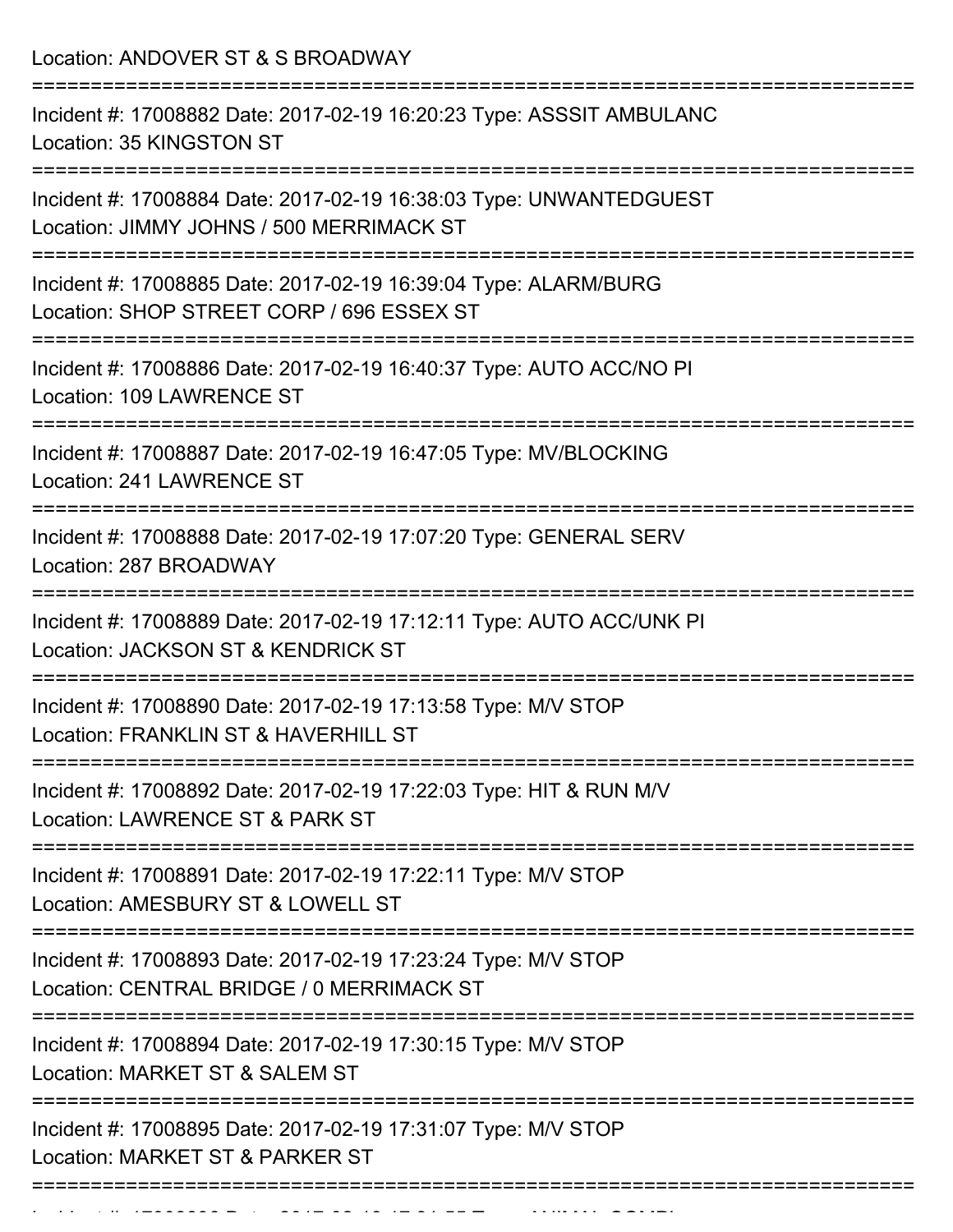Location: ANDOVER ST & S BROADWAY

===========================================================================

Incident #: 17008882 Date: 2017-02-19 16:20:23 Type: ASSSIT AMBULANC
Location: 35 KINGSTON ST

===========================================================================

Incident #: 17008884 Date: 2017-02-19 16:38:03 Type: UNWANTEDGUEST
Location: JIMMY JOHNS / 500 MERRIMACK ST

===========================================================================

Incident #: 17008885 Date: 2017-02-19 16:39:04 Type: ALARM/BURG
Location: SHOP STREET CORP / 696 ESSEX ST

===========================================================================

Incident #: 17008886 Date: 2017-02-19 16:40:37 Type: AUTO ACC/NO PI
Location: 109 LAWRENCE ST

===========================================================================

Incident #: 17008887 Date: 2017-02-19 16:47:05 Type: MV/BLOCKING
Location: 241 LAWRENCE ST

===========================================================================

Incident #: 17008888 Date: 2017-02-19 17:07:20 Type: GENERAL SERV
Location: 287 BROADWAY

===========================================================================

Incident #: 17008889 Date: 2017-02-19 17:12:11 Type: AUTO ACC/UNK PI
Location: JACKSON ST & KENDRICK ST

===========================================================================

Incident #: 17008890 Date: 2017-02-19 17:13:58 Type: M/V STOP
Location: FRANKLIN ST & HAVERHILL ST

===========================================================================

Incident #: 17008892 Date: 2017-02-19 17:22:03 Type: HIT & RUN M/V
Location: LAWRENCE ST & PARK ST

===========================================================================

Incident #: 17008891 Date: 2017-02-19 17:22:11 Type: M/V STOP
Location: AMESBURY ST & LOWELL ST

===========================================================================

Incident #: 17008893 Date: 2017-02-19 17:23:24 Type: M/V STOP
Location: CENTRAL BRIDGE / 0 MERRIMACK ST

===========================================================================

Incident #: 17008894 Date: 2017-02-19 17:30:15 Type: M/V STOP
Location: MARKET ST & SALEM ST

===========================================================================

Incident #: 17008895 Date: 2017-02-19 17:31:07 Type: M/V STOP
Location: MARKET ST & PARKER ST

===========================================================================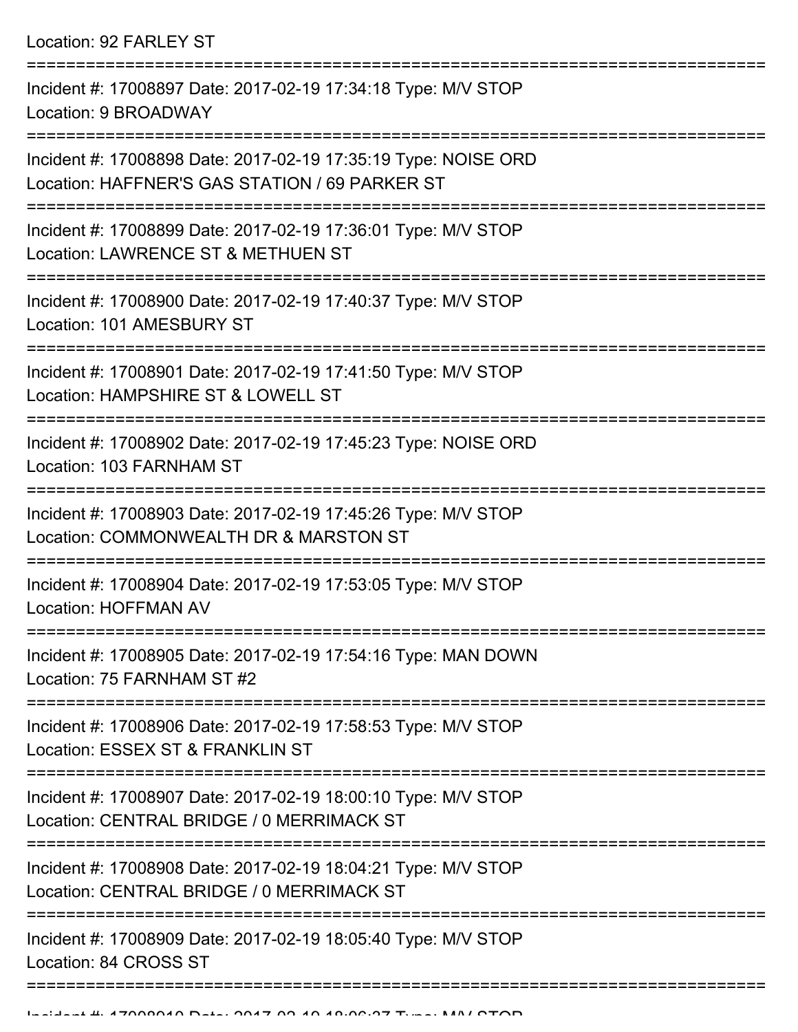Location: 92 FARLEY ST

===========================================================================

Incident #: 17008897 Date: 2017-02-19 17:34:18 Type: M/V STOP
Location: 9 BROADWAY

===========================================================================

Incident #: 17008898 Date: 2017-02-19 17:35:19 Type: NOISE ORD
Location: HAFFNER'S GAS STATION / 69 PARKER ST

===========================================================================

Incident #: 17008899 Date: 2017-02-19 17:36:01 Type: M/V STOP
Location: LAWRENCE ST & METHUEN ST

===========================================================================

Incident #: 17008900 Date: 2017-02-19 17:40:37 Type: M/V STOP
Location: 101 AMESBURY ST

===========================================================================

Incident #: 17008901 Date: 2017-02-19 17:41:50 Type: M/V STOP
Location: HAMPSHIRE ST & LOWELL ST

===========================================================================

Incident #: 17008902 Date: 2017-02-19 17:45:23 Type: NOISE ORD
Location: 103 FARNHAM ST

===========================================================================

Incident #: 17008903 Date: 2017-02-19 17:45:26 Type: M/V STOP
Location: COMMONWEALTH DR & MARSTON ST

===========================================================================

Incident #: 17008904 Date: 2017-02-19 17:53:05 Type: M/V STOP
Location: HOFFMAN AV

===========================================================================

Incident #: 17008905 Date: 2017-02-19 17:54:16 Type: MAN DOWN
Location: 75 FARNHAM ST #2

===========================================================================

Incident #: 17008906 Date: 2017-02-19 17:58:53 Type: M/V STOP
Location: ESSEX ST & FRANKLIN ST

===========================================================================

Incident #: 17008907 Date: 2017-02-19 18:00:10 Type: M/V STOP
Location: CENTRAL BRIDGE / 0 MERRIMACK ST

===========================================================================

Incident #: 17008908 Date: 2017-02-19 18:04:21 Type: M/V STOP
Location: CENTRAL BRIDGE / 0 MERRIMACK ST

===========================================================================

Incident #: 17008909 Date: 2017-02-19 18:05:40 Type: M/V STOP
Location: 84 CROSS ST

===========================================================================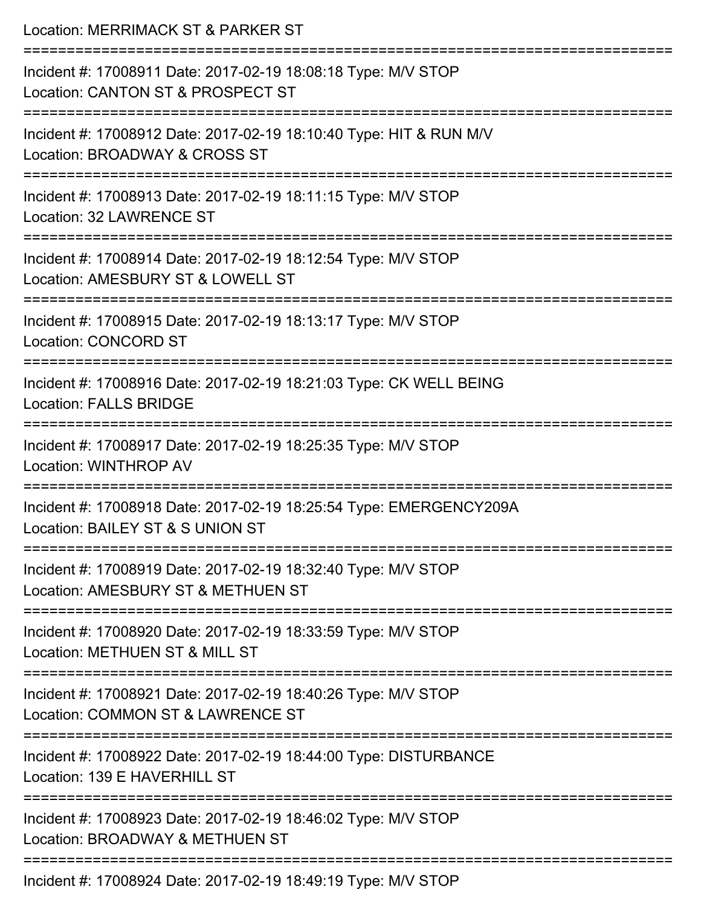Location: MERRIMACK ST & PARKER ST

===========================================================================

Incident #: 17008911 Date: 2017-02-19 18:08:18 Type: M/V STOP

Location: CANTON ST & PROSPECT ST

===========================================================================

Incident #: 17008912 Date: 2017-02-19 18:10:40 Type: HIT & RUN M/V

Location: BROADWAY & CROSS ST

===========================================================================

Incident #: 17008913 Date: 2017-02-19 18:11:15 Type: M/V STOP

Location: 32 LAWRENCE ST

===========================================================================

Incident #: 17008914 Date: 2017-02-19 18:12:54 Type: M/V STOP

Location: AMESBURY ST & LOWELL ST

===========================================================================

Incident #: 17008915 Date: 2017-02-19 18:13:17 Type: M/V STOP

Location: CONCORD ST

===========================================================================

Incident #: 17008916 Date: 2017-02-19 18:21:03 Type: CK WELL BEING

Location: FALLS BRIDGE

===========================================================================

Incident #: 17008917 Date: 2017-02-19 18:25:35 Type: M/V STOP

Location: WINTHROP AV

===========================================================================

Incident #: 17008918 Date: 2017-02-19 18:25:54 Type: EMERGENCY209A

Location: BAILEY ST & S UNION ST

===========================================================================

Incident #: 17008919 Date: 2017-02-19 18:32:40 Type: M/V STOP

Location: AMESBURY ST & METHUEN ST

===========================================================================

Incident #: 17008920 Date: 2017-02-19 18:33:59 Type: M/V STOP

Location: METHUEN ST & MILL ST

===========================================================================

Incident #: 17008921 Date: 2017-02-19 18:40:26 Type: M/V STOP

Location: COMMON ST & LAWRENCE ST

===========================================================================

Incident #: 17008922 Date: 2017-02-19 18:44:00 Type: DISTURBANCE

Location: 139 E HAVERHILL ST

===========================================================================

Incident #: 17008923 Date: 2017-02-19 18:46:02 Type: M/V STOP

Location: BROADWAY & METHUEN ST

===========================================================================

Incident #: 17008924 Date: 2017-02-19 18:49:19 Type: M/V STOP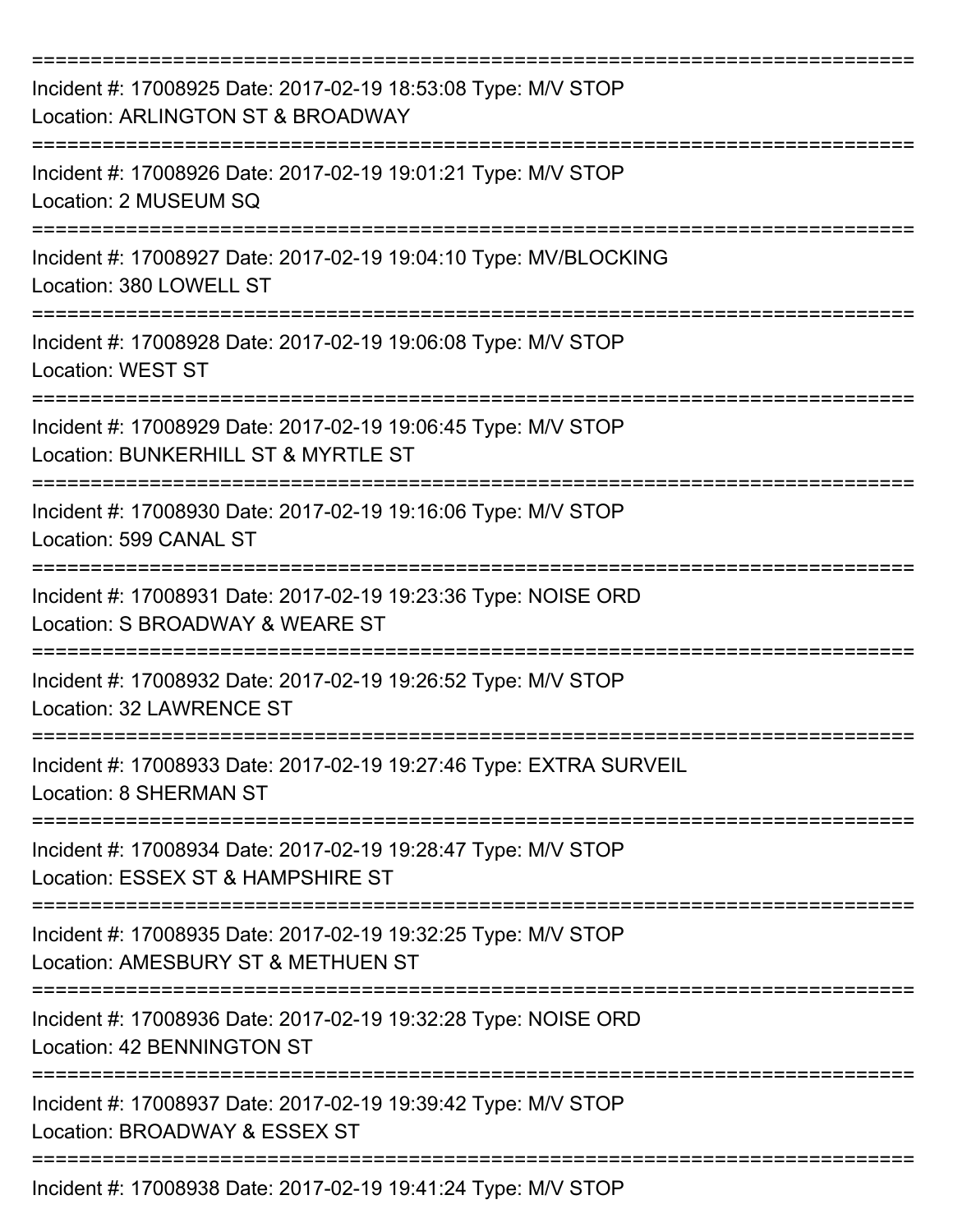===========================================================================

Incident #: 17008925 Date: 2017-02-19 18:53:08 Type: M/V STOP

Location: ARLINGTON ST & BROADWAY

===========================================================================

Incident #: 17008926 Date: 2017-02-19 19:01:21 Type: M/V STOP

Location: 2 MUSEUM SQ

===========================================================================

Incident #: 17008927 Date: 2017-02-19 19:04:10 Type: MV/BLOCKING

Location: 380 LOWELL ST

===========================================================================

Incident #: 17008928 Date: 2017-02-19 19:06:08 Type: M/V STOP

Location: WEST ST

===========================================================================

Incident #: 17008929 Date: 2017-02-19 19:06:45 Type: M/V STOP

Location: BUNKERHILL ST & MYRTLE ST

===========================================================================

Incident #: 17008930 Date: 2017-02-19 19:16:06 Type: M/V STOP

Location: 599 CANAL ST

===========================================================================

Incident #: 17008931 Date: 2017-02-19 19:23:36 Type: NOISE ORD

Location: S BROADWAY & WEARE ST

===========================================================================

Incident #: 17008932 Date: 2017-02-19 19:26:52 Type: M/V STOP

Location: 32 LAWRENCE ST

===========================================================================

Incident #: 17008933 Date: 2017-02-19 19:27:46 Type: EXTRA SURVEIL

Location: 8 SHERMAN ST

===========================================================================

Incident #: 17008934 Date: 2017-02-19 19:28:47 Type: M/V STOP

Location: ESSEX ST & HAMPSHIRE ST

===========================================================================

Incident #: 17008935 Date: 2017-02-19 19:32:25 Type: M/V STOP

Location: AMESBURY ST & METHUEN ST

===========================================================================

Incident #: 17008936 Date: 2017-02-19 19:32:28 Type: NOISE ORD

Location: 42 BENNINGTON ST

===========================================================================

Incident #: 17008937 Date: 2017-02-19 19:39:42 Type: M/V STOP

Location: BROADWAY & ESSEX ST

===========================================================================

Incident #: 17008938 Date: 2017-02-19 19:41:24 Type: M/V STOP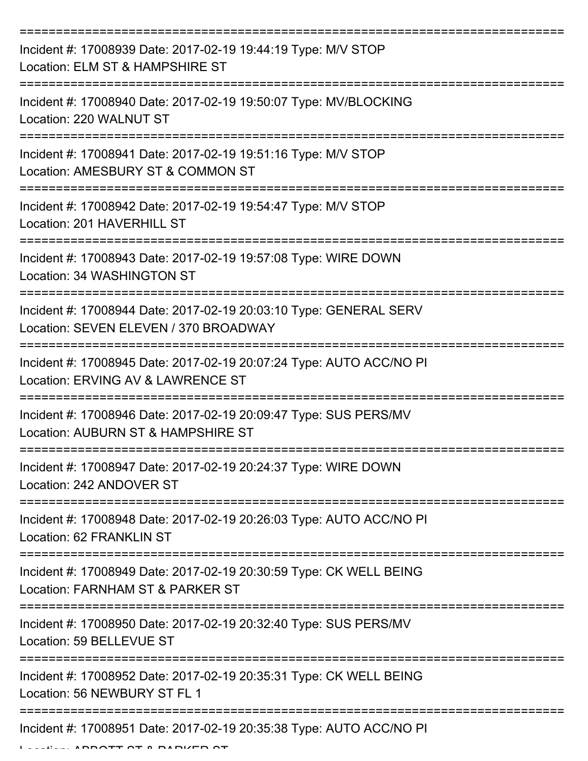===========================================================================
Incident #: 17008939 Date: 2017-02-19 19:44:19 Type: M/V STOP
Location: ELM ST & HAMPSHIRE ST
===========================================================================
Incident #: 17008940 Date: 2017-02-19 19:50:07 Type: MV/BLOCKING
Location: 220 WALNUT ST
===========================================================================
Incident #: 17008941 Date: 2017-02-19 19:51:16 Type: M/V STOP
Location: AMESBURY ST & COMMON ST
===========================================================================
Incident #: 17008942 Date: 2017-02-19 19:54:47 Type: M/V STOP
Location: 201 HAVERHILL ST
===========================================================================
Incident #: 17008943 Date: 2017-02-19 19:57:08 Type: WIRE DOWN
Location: 34 WASHINGTON ST
===========================================================================
Incident #: 17008944 Date: 2017-02-19 20:03:10 Type: GENERAL SERV
Location: SEVEN ELEVEN / 370 BROADWAY
===========================================================================
Incident #: 17008945 Date: 2017-02-19 20:07:24 Type: AUTO ACC/NO PI
Location: ERVING AV & LAWRENCE ST
===========================================================================
Incident #: 17008946 Date: 2017-02-19 20:09:47 Type: SUS PERS/MV
Location: AUBURN ST & HAMPSHIRE ST
===========================================================================
Incident #: 17008947 Date: 2017-02-19 20:24:37 Type: WIRE DOWN
Location: 242 ANDOVER ST
===========================================================================
Incident #: 17008948 Date: 2017-02-19 20:26:03 Type: AUTO ACC/NO PI
Location: 62 FRANKLIN ST
===========================================================================
Incident #: 17008949 Date: 2017-02-19 20:30:59 Type: CK WELL BEING
Location: FARNHAM ST & PARKER ST
===========================================================================
Incident #: 17008950 Date: 2017-02-19 20:32:40 Type: SUS PERS/MV
Location: 59 BELLEVUE ST
===========================================================================
Incident #: 17008952 Date: 2017-02-19 20:35:31 Type: CK WELL BEING
Location: 56 NEWBURY ST FL 1
===========================================================================
Incident #: 17008951 Date: 2017-02-19 20:35:38 Type: AUTO ACC/NO PI
Location: ABBOTT ST & PARKER ST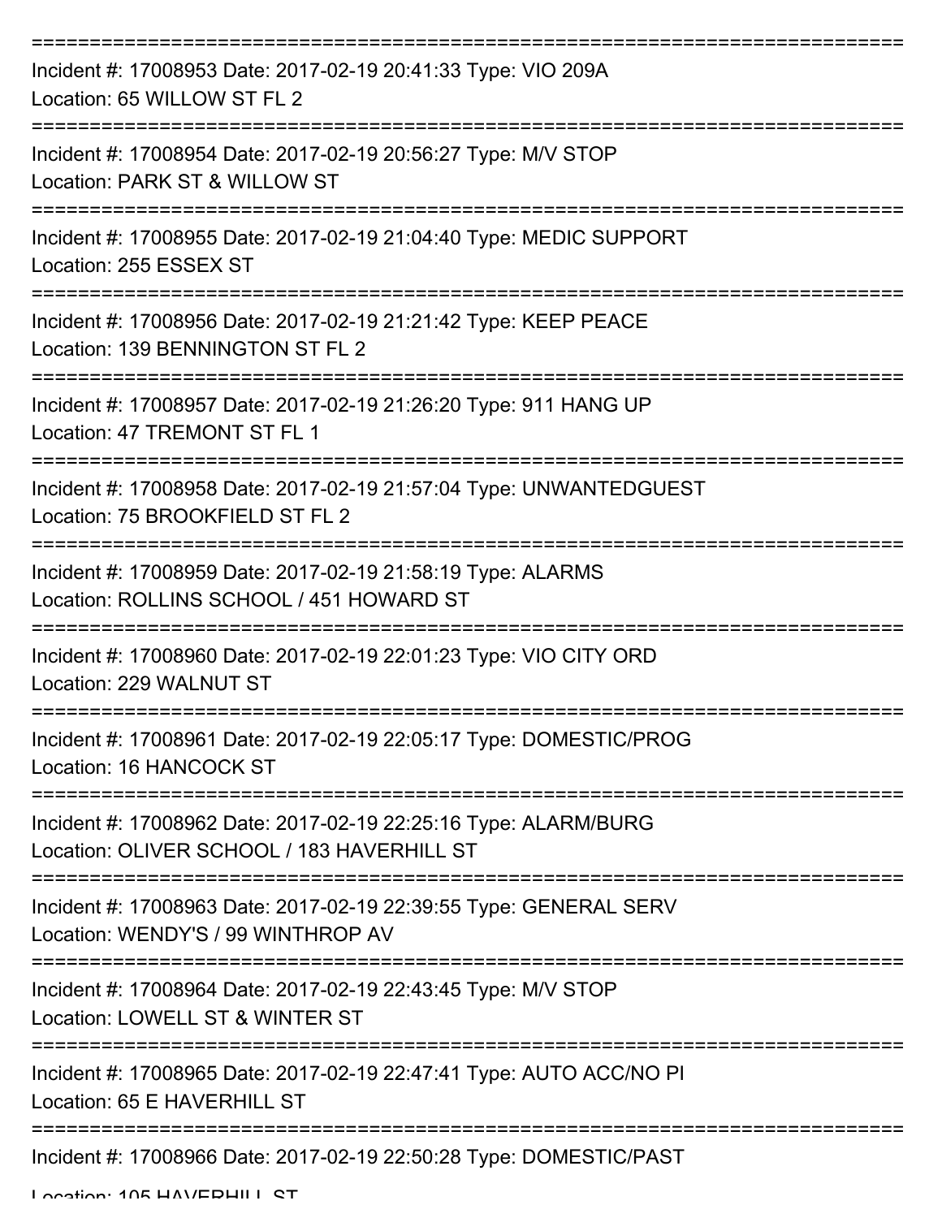===========================================================================

Incident #: 17008953 Date: 2017-02-19 20:41:33 Type: VIO 209A
Location: 65 WILLOW ST FL 2

===========================================================================

Incident #: 17008954 Date: 2017-02-19 20:56:27 Type: M/V STOP
Location: PARK ST & WILLOW ST

===========================================================================

Incident #: 17008955 Date: 2017-02-19 21:04:40 Type: MEDIC SUPPORT
Location: 255 ESSEX ST

===========================================================================

Incident #: 17008956 Date: 2017-02-19 21:21:42 Type: KEEP PEACE
Location: 139 BENNINGTON ST FL 2

===========================================================================

Incident #: 17008957 Date: 2017-02-19 21:26:20 Type: 911 HANG UP
Location: 47 TREMONT ST FL 1

===========================================================================

Incident #: 17008958 Date: 2017-02-19 21:57:04 Type: UNWANTEDGUEST
Location: 75 BROOKFIELD ST FL 2

===========================================================================

Incident #: 17008959 Date: 2017-02-19 21:58:19 Type: ALARMS
Location: ROLLINS SCHOOL / 451 HOWARD ST

===========================================================================

Incident #: 17008960 Date: 2017-02-19 22:01:23 Type: VIO CITY ORD
Location: 229 WALNUT ST

===========================================================================

Incident #: 17008961 Date: 2017-02-19 22:05:17 Type: DOMESTIC/PROG
Location: 16 HANCOCK ST

===========================================================================

Incident #: 17008962 Date: 2017-02-19 22:25:16 Type: ALARM/BURG
Location: OLIVER SCHOOL / 183 HAVERHILL ST

===========================================================================

Incident #: 17008963 Date: 2017-02-19 22:39:55 Type: GENERAL SERV
Location: WENDY'S / 99 WINTHROP AV

===========================================================================

Incident #: 17008964 Date: 2017-02-19 22:43:45 Type: M/V STOP
Location: LOWELL ST & WINTER ST

===========================================================================

Incident #: 17008965 Date: 2017-02-19 22:47:41 Type: AUTO ACC/NO PI
Location: 65 E HAVERHILL ST

===========================================================================

Incident #: 17008966 Date: 2017-02-19 22:50:28 Type: DOMESTIC/PAST
Location: 105 HAVERHILL ST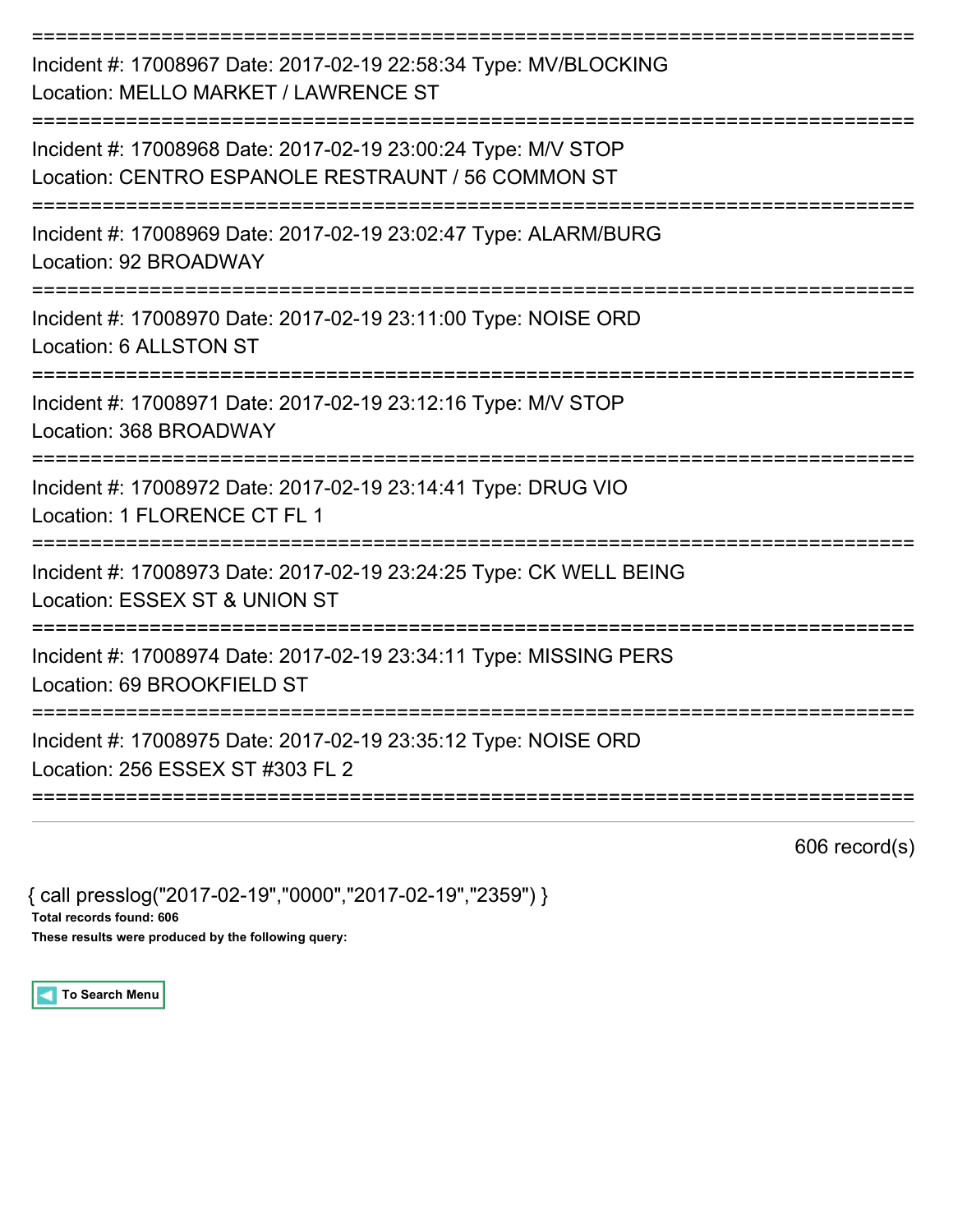Incident #: 17008967 Date: 2017-02-19 22:58:34 Type: MV/BLOCKING
Location: MELLO MARKET / LAWRENCE ST

Incident #: 17008968 Date: 2017-02-19 23:00:24 Type: M/V STOP
Location: CENTRO ESPANOLE RESTRAUNT / 56 COMMON ST

Incident #: 17008969 Date: 2017-02-19 23:02:47 Type: ALARM/BURG
Location: 92 BROADWAY

Incident #: 17008970 Date: 2017-02-19 23:11:00 Type: NOISE ORD
Location: 6 ALLSTON ST

Incident #: 17008971 Date: 2017-02-19 23:12:16 Type: M/V STOP
Location: 368 BROADWAY

Incident #: 17008972 Date: 2017-02-19 23:14:41 Type: DRUG VIO
Location: 1 FLORENCE CT FL 1

Incident #: 17008973 Date: 2017-02-19 23:24:25 Type: CK WELL BEING
Location: ESSEX ST & UNION ST

Incident #: 17008974 Date: 2017-02-19 23:34:11 Type: MISSING PERS
Location: 69 BROOKFIELD ST

Incident #: 17008975 Date: 2017-02-19 23:35:12 Type: NOISE ORD
Location: 256 ESSEX ST #303 FL 2

606 record(s)

{ call presslog("2017-02-19","0000","2017-02-19","2359") }

**Total records found: 606**

**These results were produced by the following query:**

To Search Menu